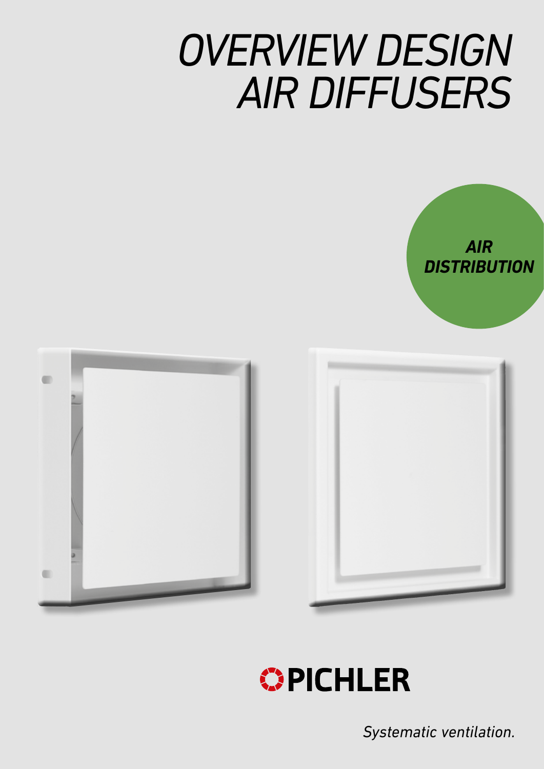# OVERVIEW DESIGN AIR DIFFUSERS

***AIR DISTRIBUTION***

**PICHLER**

*Systematic ventilation.*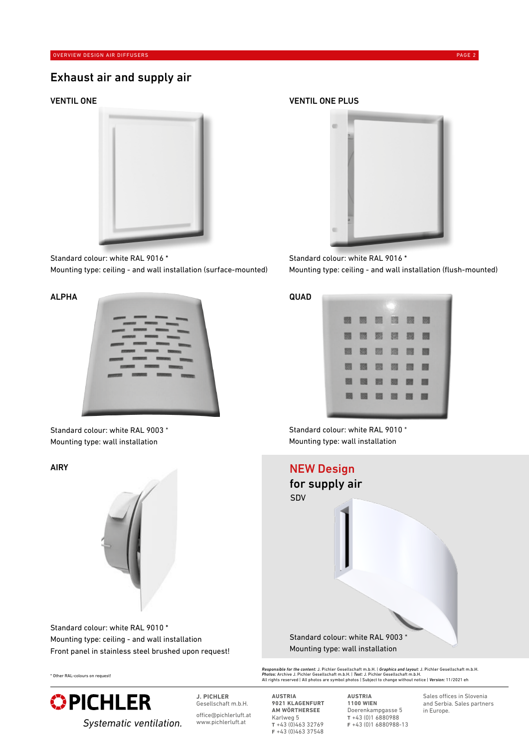## Exhaust air and supply air

### VENTIL ONE

Standard colour: white RAL 9016 *
Mounting type: ceiling - and wall installation (surface-mounted)

### VENTIL ONE PLUS

Standard colour: white RAL 9016 *
Mounting type: ceiling - and wall installation (flush-mounted)

### ALPHA

Standard colour: white RAL 9003 *
Mounting type: wall installation

### QUAD

Standard colour: white RAL 9010 *
Mounting type: wall installation

### AIRY

Standard colour: white RAL 9010 *
Mounting type: ceiling - and wall installation
Front panel in stainless steel brushed upon request!

### NEW Design for supply air

SDV

Standard colour: white RAL 9003 *
Mounting type: wall installation

\* Other RAL-colours on request!

***Responsible for the content:*** J. Pichler Gesellschaft m.b.H. | ***Graphics and layout:*** J. Pichler Gesellschaft m.b.H.
***Photos:*** Archive J. Pichler Gesellschaft m.b.H. | ***Text:*** J. Pichler Gesellschaft m.b.H.
All rights reserved | All photos are symbol photos | Subject to change without notice | ***Version:*** 11/2021 eh

PICHLER
*Systematic ventilation.*

**J. PICHLER**
Gesellschaft m.b.H.

office@pichlerluft.at
www.pichlerluft.at

**AUSTRIA**
**9021 KLAGENFURT AM WÖRTHERSEE**
Karlweg 5
**T** +43 (0)463 32769
**F** +43 (0)463 37548

**AUSTRIA**
**1100 WIEN**
Doerenkampgasse 5
**T** +43 (0)1 6880988
**F** +43 (0)1 6880988-13

Sales offices in Slovenia and Serbia. Sales partners in Europe.